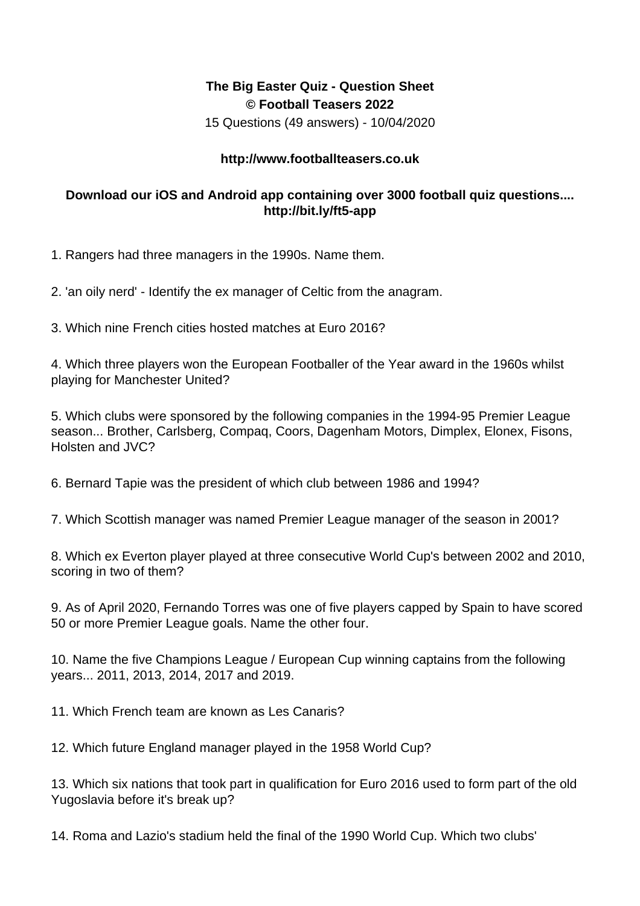**The Big Easter Quiz - Question Sheet**
**© Football Teasers 2022**
15 Questions (49 answers) - 10/04/2020

**http://www.footballteasers.co.uk**

**Download our iOS and Android app containing over 3000 football quiz questions.... http://bit.ly/ft5-app**

1. Rangers had three managers in the 1990s. Name them.

2. 'an oily nerd' - Identify the ex manager of Celtic from the anagram.

3. Which nine French cities hosted matches at Euro 2016?

4. Which three players won the European Footballer of the Year award in the 1960s whilst playing for Manchester United?

5. Which clubs were sponsored by the following companies in the 1994-95 Premier League season... Brother, Carlsberg, Compaq, Coors, Dagenham Motors, Dimplex, Elonex, Fisons, Holsten and JVC?

6. Bernard Tapie was the president of which club between 1986 and 1994?

7. Which Scottish manager was named Premier League manager of the season in 2001?

8. Which ex Everton player played at three consecutive World Cup's between 2002 and 2010, scoring in two of them?

9. As of April 2020, Fernando Torres was one of five players capped by Spain to have scored 50 or more Premier League goals. Name the other four.

10. Name the five Champions League / European Cup winning captains from the following years... 2011, 2013, 2014, 2017 and 2019.

11. Which French team are known as Les Canaris?

12. Which future England manager played in the 1958 World Cup?

13. Which six nations that took part in qualification for Euro 2016 used to form part of the old Yugoslavia before it's break up?

14. Roma and Lazio's stadium held the final of the 1990 World Cup. Which two clubs'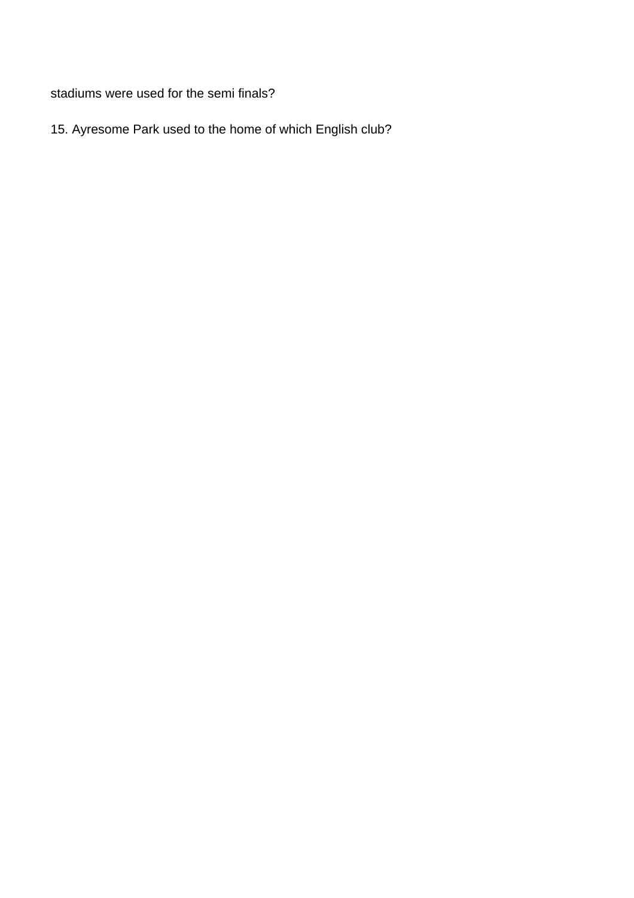stadiums were used for the semi finals?

15. Ayresome Park used to the home of which English club?